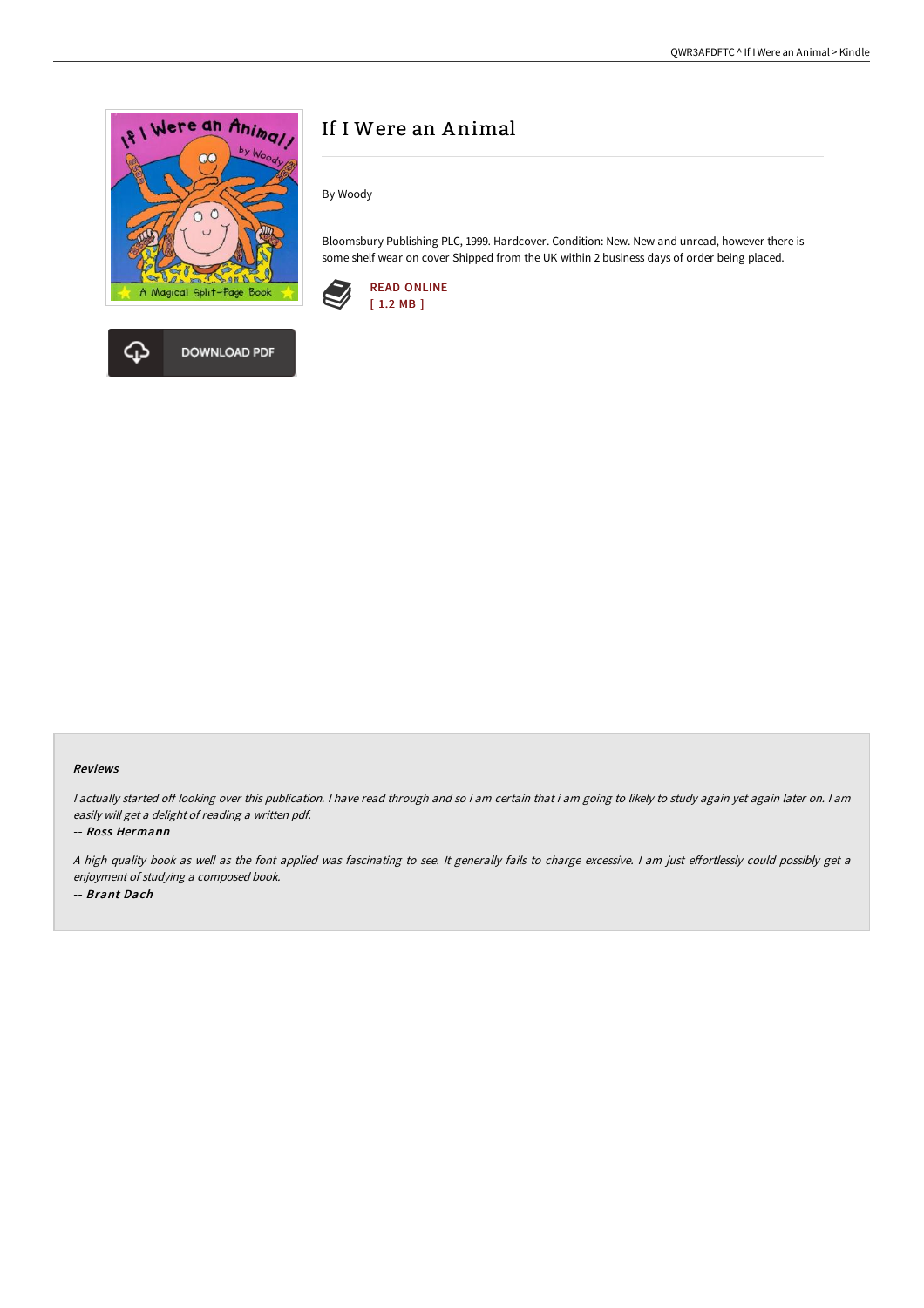# If I Were an Animal

By Woody

Bloomsbury Publishing PLC, 1999. Hardcover. Condition: New. New and unread, however there is some shelf wear on cover Shipped from the UK within 2 business days of order being placed.

READ ONLINE
[ 1.2 MB ]

DOWNLOAD PDF

### Reviews

*I actually started off looking over this publication. I have read through and so i am certain that i am going to likely to study again yet again later on. I am easily will get a delight of reading a written pdf.*

-- ***Ross Hermann***

*A high quality book as well as the font applied was fascinating to see. It generally fails to charge excessive. I am just effortlessly could possibly get a enjoyment of studying a composed book.*

-- ***Brant Dach***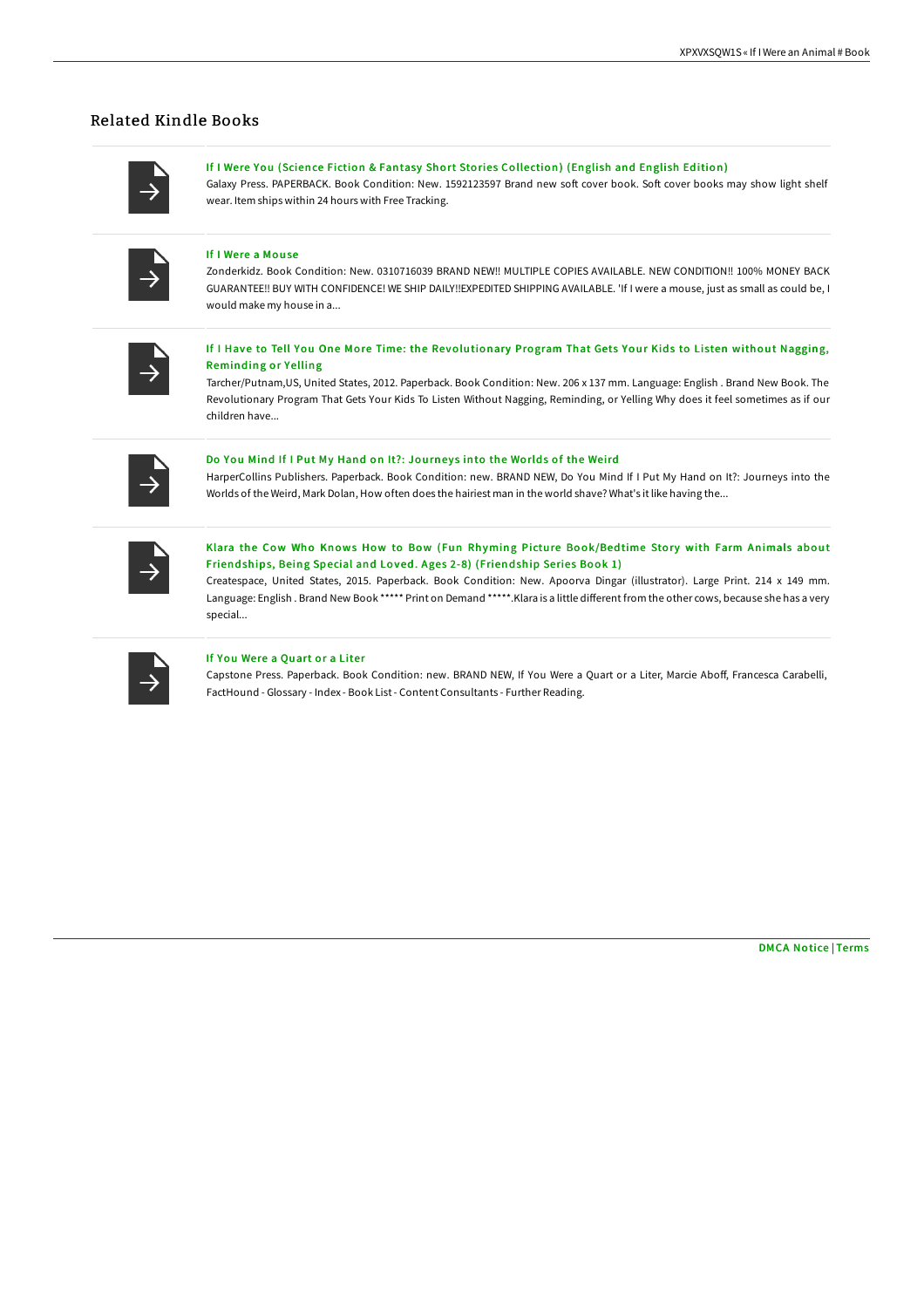## Related Kindle Books

**If I Were You (Science Fiction & Fantasy Short Stories Collection) (English and English Edition)**

Galaxy Press. PAPERBACK. Book Condition: New. 1592123597 Brand new soft cover book. Soft cover books may show light shelf wear. Item ships within 24 hours with Free Tracking.

**If I Were a Mouse**

Zonderkidz. Book Condition: New. 0310716039 BRAND NEW!! MULTIPLE COPIES AVAILABLE. NEW CONDITION!! 100% MONEY BACK GUARANTEE!! BUY WITH CONFIDENCE! WE SHIP DAILY!!EXPEDITED SHIPPING AVAILABLE. 'If I were a mouse, just as small as could be, I would make my house in a...

**If I Have to Tell You One More Time: the Revolutionary Program That Gets Your Kids to Listen without Nagging, Reminding or Yelling**

Tarcher/Putnam,US, United States, 2012. Paperback. Book Condition: New. 206 x 137 mm. Language: English . Brand New Book. The Revolutionary Program That Gets Your Kids To Listen Without Nagging, Reminding, or Yelling Why does it feel sometimes as if our children have...

**Do You Mind If I Put My Hand on It?: Journeys into the Worlds of the Weird**

HarperCollins Publishers. Paperback. Book Condition: new. BRAND NEW, Do You Mind If I Put My Hand on It?: Journeys into the Worlds of the Weird, Mark Dolan, How often does the hairiest man in the world shave? What's it like having the...

**Klara the Cow Who Knows How to Bow (Fun Rhyming Picture Book/Bedtime Story with Farm Animals about Friendships, Being Special and Loved. Ages 2-8) (Friendship Series Book 1)**

Createspace, United States, 2015. Paperback. Book Condition: New. Apoorva Dingar (illustrator). Large Print. 214 x 149 mm. Language: English . Brand New Book ***** Print on Demand *****.Klara is a little different from the other cows, because she has a very special...

**If You Were a Quart or a Liter**

Capstone Press. Paperback. Book Condition: new. BRAND NEW, If You Were a Quart or a Liter, Marcie Aboff, Francesca Carabelli, FactHound - Glossary - Index - Book List - Content Consultants - Further Reading.